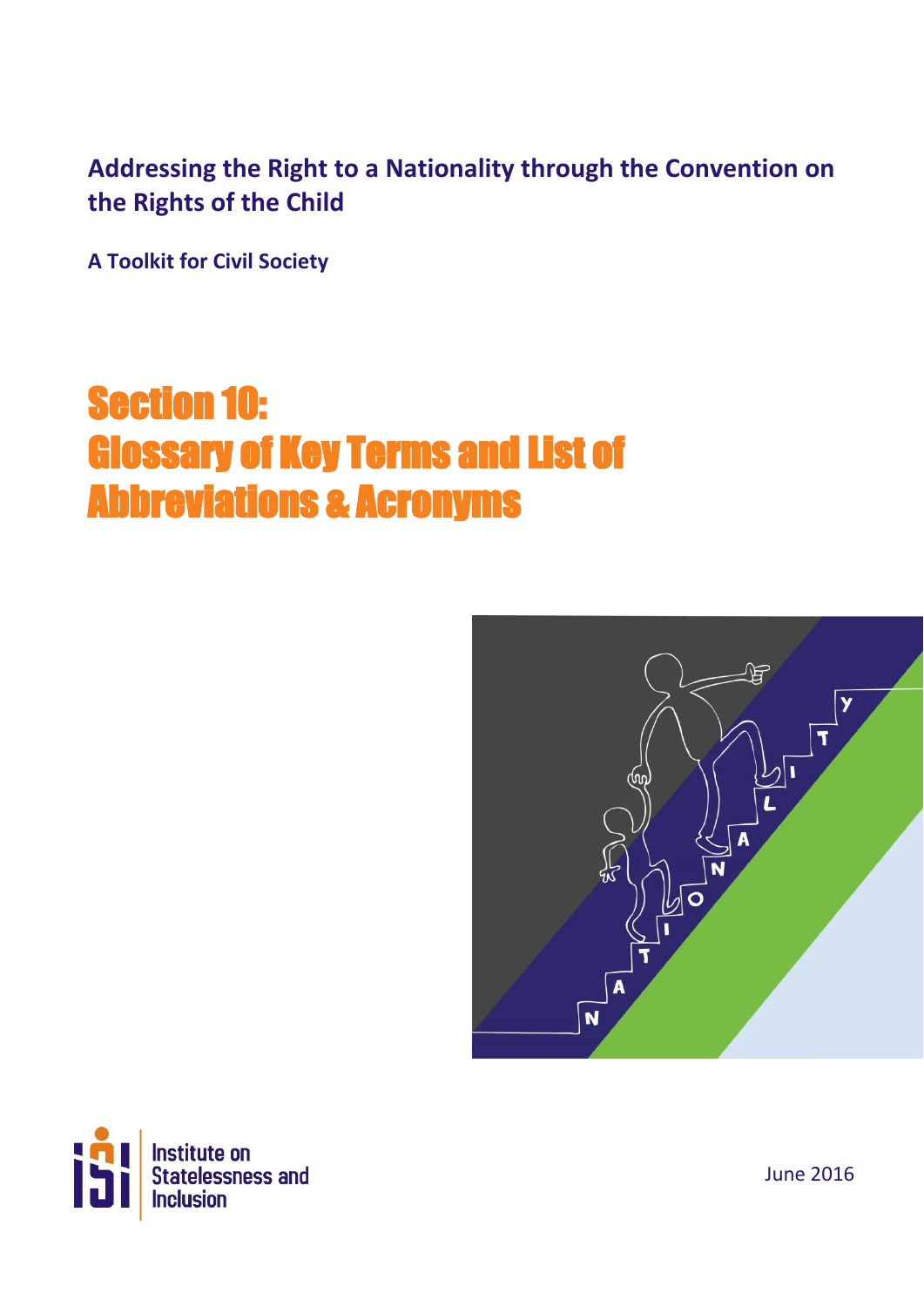**Addressing the Right to a Nationality through the Convention on the Rights of the Child**

**A Toolkit for Civil Society**

# Section 10: Glossary of Key Terms and List of Abbreviations & Acronyms

Institute on Statelessness and Inclusion

June 2016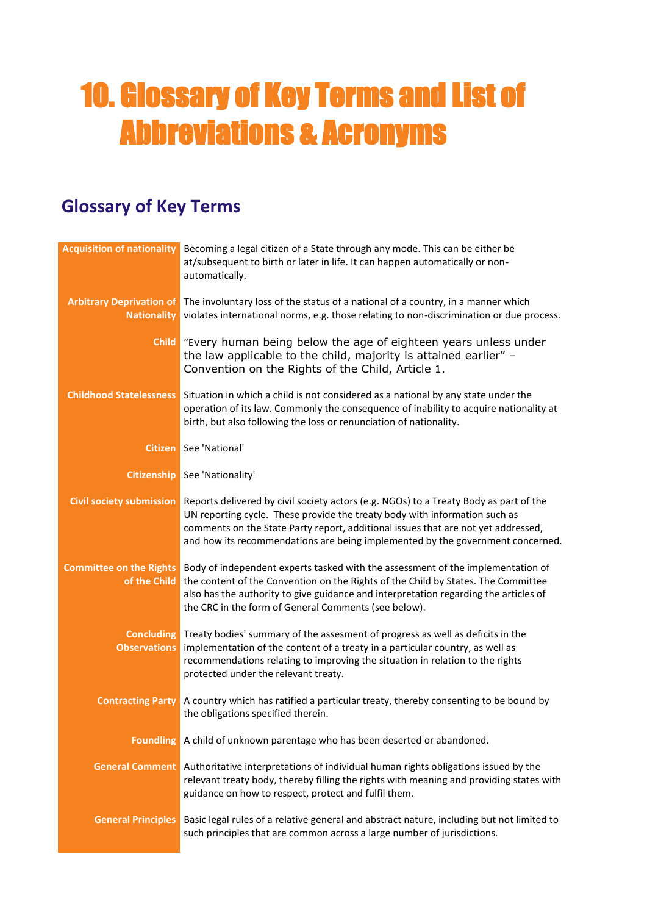# 10. Glossary of Key Terms and List of Abbreviations & Acronyms

## Glossary of Key Terms

| Term | Definition |
|---|---|
| **Acquisition of nationality** | Becoming a legal citizen of a State through any mode. This can be either be at/subsequent to birth or later in life. It can happen automatically or non-automatically. |
| **Arbitrary Deprivation of Nationality** | The involuntary loss of the status of a national of a country, in a manner which violates international norms, e.g. those relating to non-discrimination or due process. |
| **Child** | "Every human being below the age of eighteen years unless under the law applicable to the child, majority is attained earlier" – Convention on the Rights of the Child, Article 1. |
| **Childhood Statelessness** | Situation in which a child is not considered as a national by any state under the operation of its law. Commonly the consequence of inability to acquire nationality at birth, but also following the loss or renunciation of nationality. |
| **Citizen** | See 'National' |
| **Citizenship** | See 'Nationality' |
| **Civil society submission** | Reports delivered by civil society actors (e.g. NGOs) to a Treaty Body as part of the UN reporting cycle. These provide the treaty body with information such as comments on the State Party report, additional issues that are not yet addressed, and how its recommendations are being implemented by the government concerned. |
| **Committee on the Rights of the Child** | Body of independent experts tasked with the assessment of the implementation of the content of the Convention on the Rights of the Child by States. The Committee also has the authority to give guidance and interpretation regarding the articles of the CRC in the form of General Comments (see below). |
| **Concluding Observations** | Treaty bodies' summary of the assesment of progress as well as deficits in the implementation of the content of a treaty in a particular country, as well as recommendations relating to improving the situation in relation to the rights protected under the relevant treaty. |
| **Contracting Party** | A country which has ratified a particular treaty, thereby consenting to be bound by the obligations specified therein. |
| **Foundling** | A child of unknown parentage who has been deserted or abandoned. |
| **General Comment** | Authoritative interpretations of individual human rights obligations issued by the relevant treaty body, thereby filling the rights with meaning and providing states with guidance on how to respect, protect and fulfil them. |
| **General Principles** | Basic legal rules of a relative general and abstract nature, including but not limited to such principles that are common across a large number of jurisdictions. |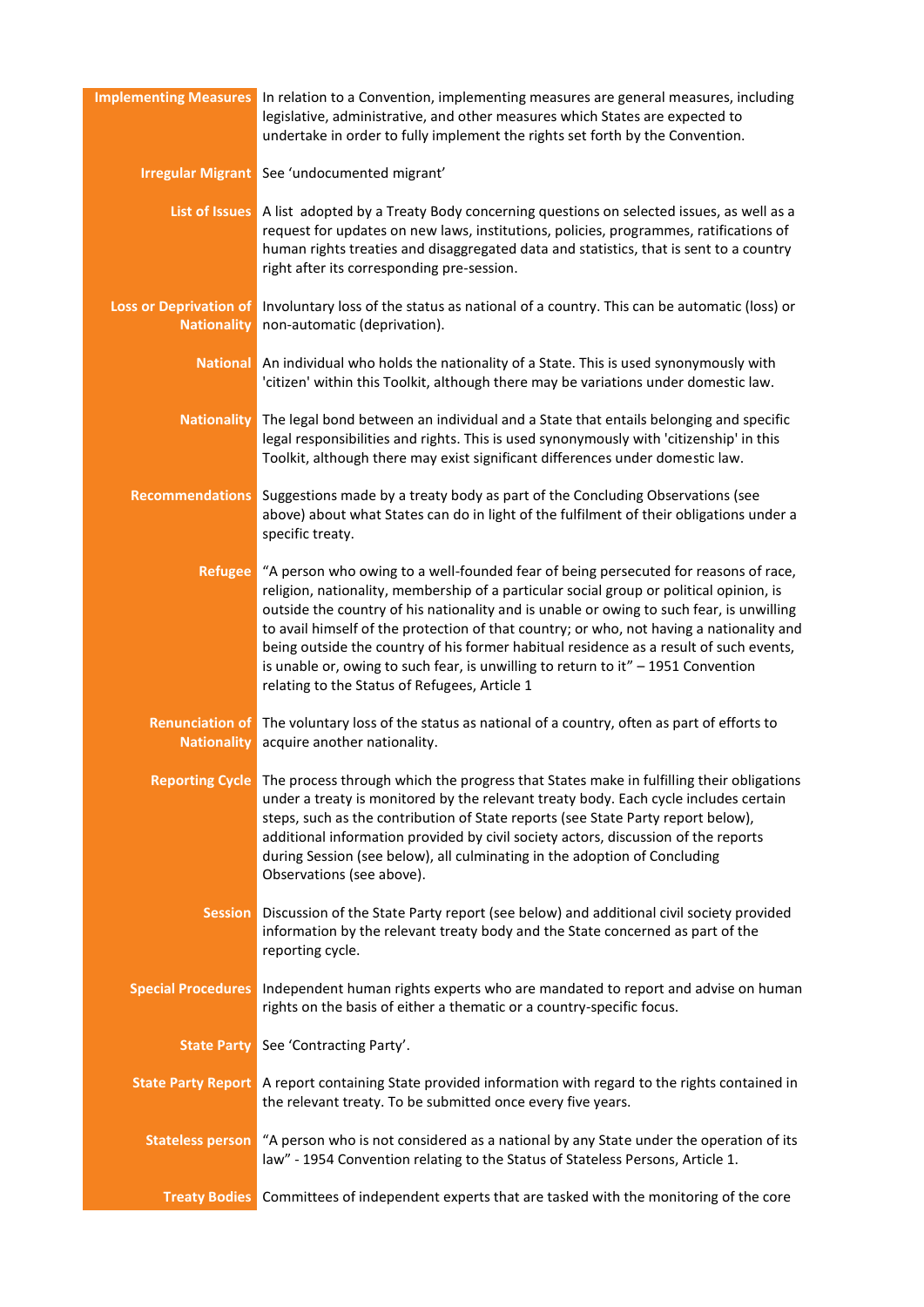| | |
|---|---|
| **Implementing Measures** | In relation to a Convention, implementing measures are general measures, including legislative, administrative, and other measures which States are expected to undertake in order to fully implement the rights set forth by the Convention. |
| **Irregular Migrant** | See 'undocumented migrant' |
| **List of Issues** | A list adopted by a Treaty Body concerning questions on selected issues, as well as a request for updates on new laws, institutions, policies, programmes, ratifications of human rights treaties and disaggregated data and statistics, that is sent to a country right after its corresponding pre-session. |
| **Loss or Deprivation of Nationality** | Involuntary loss of the status as national of a country. This can be automatic (loss) or non-automatic (deprivation). |
| **National** | An individual who holds the nationality of a State. This is used synonymously with 'citizen' within this Toolkit, although there may be variations under domestic law. |
| **Nationality** | The legal bond between an individual and a State that entails belonging and specific legal responsibilities and rights. This is used synonymously with 'citizenship' in this Toolkit, although there may exist significant differences under domestic law. |
| **Recommendations** | Suggestions made by a treaty body as part of the Concluding Observations (see above) about what States can do in light of the fulfilment of their obligations under a specific treaty. |
| **Refugee** | "A person who owing to a well-founded fear of being persecuted for reasons of race, religion, nationality, membership of a particular social group or political opinion, is outside the country of his nationality and is unable or owing to such fear, is unwilling to avail himself of the protection of that country; or who, not having a nationality and being outside the country of his former habitual residence as a result of such events, is unable or, owing to such fear, is unwilling to return to it" – 1951 Convention relating to the Status of Refugees, Article 1 |
| **Renunciation of Nationality** | The voluntary loss of the status as national of a country, often as part of efforts to acquire another nationality. |
| **Reporting Cycle** | The process through which the progress that States make in fulfilling their obligations under a treaty is monitored by the relevant treaty body. Each cycle includes certain steps, such as the contribution of State reports (see State Party report below), additional information provided by civil society actors, discussion of the reports during Session (see below), all culminating in the adoption of Concluding Observations (see above). |
| **Session** | Discussion of the State Party report (see below) and additional civil society provided information by the relevant treaty body and the State concerned as part of the reporting cycle. |
| **Special Procedures** | Independent human rights experts who are mandated to report and advise on human rights on the basis of either a thematic or a country-specific focus. |
| **State Party** | See 'Contracting Party'. |
| **State Party Report** | A report containing State provided information with regard to the rights contained in the relevant treaty. To be submitted once every five years. |
| **Stateless person** | "A person who is not considered as a national by any State under the operation of its law" - 1954 Convention relating to the Status of Stateless Persons, Article 1. |
| **Treaty Bodies** | Committees of independent experts that are tasked with the monitoring of the core |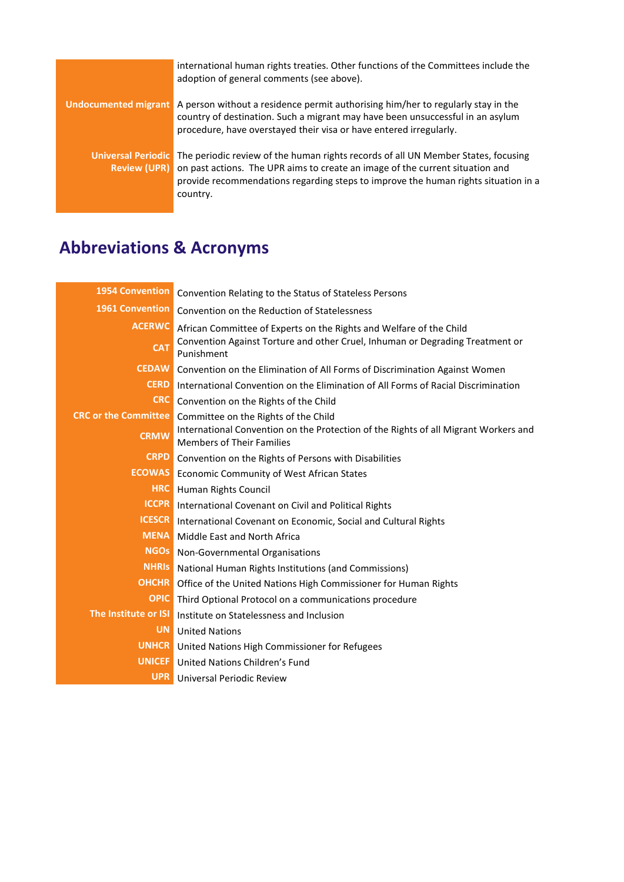| | |
|---|---|
| | international human rights treaties. Other functions of the Committees include the adoption of general comments (see above). |
| **Undocumented migrant** | A person without a residence permit authorising him/her to regularly stay in the country of destination. Such a migrant may have been unsuccessful in an asylum procedure, have overstayed their visa or have entered irregularly. |
| **Universal Periodic Review (UPR)** | The periodic review of the human rights records of all UN Member States, focusing on past actions. The UPR aims to create an image of the current situation and provide recommendations regarding steps to improve the human rights situation in a country. |

## Abbreviations & Acronyms

| | |
|---|---|
| **1954 Convention** | Convention Relating to the Status of Stateless Persons |
| **1961 Convention** | Convention on the Reduction of Statelessness |
| **ACERWC** | African Committee of Experts on the Rights and Welfare of the Child |
| **CAT** | Convention Against Torture and other Cruel, Inhuman or Degrading Treatment or Punishment |
| **CEDAW** | Convention on the Elimination of All Forms of Discrimination Against Women |
| **CERD** | International Convention on the Elimination of All Forms of Racial Discrimination |
| **CRC** | Convention on the Rights of the Child |
| **CRC or the Committee** | Committee on the Rights of the Child |
| **CRMW** | International Convention on the Protection of the Rights of all Migrant Workers and Members of Their Families |
| **CRPD** | Convention on the Rights of Persons with Disabilities |
| **ECOWAS** | Economic Community of West African States |
| **HRC** | Human Rights Council |
| **ICCPR** | International Covenant on Civil and Political Rights |
| **ICESCR** | International Covenant on Economic, Social and Cultural Rights |
| **MENA** | Middle East and North Africa |
| **NGOs** | Non-Governmental Organisations |
| **NHRIs** | National Human Rights Institutions (and Commissions) |
| **OHCHR** | Office of the United Nations High Commissioner for Human Rights |
| **OPIC** | Third Optional Protocol on a communications procedure |
| **The Institute or ISI** | Institute on Statelessness and Inclusion |
| **UN** | United Nations |
| **UNHCR** | United Nations High Commissioner for Refugees |
| **UNICEF** | United Nations Children's Fund |
| **UPR** | Universal Periodic Review |